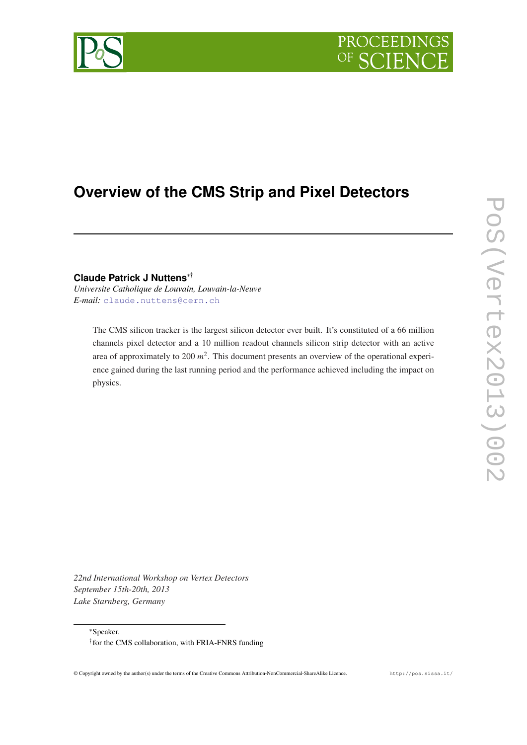# Overview of the CMS Strip and Pixel Detectors

**Claude Patrick J Nuttens**[*†]

*Universite Catholique de Louvain, Louvain-la-Neuve*

*E-mail:* claude.nuttens@cern.ch

The CMS silicon tracker is the largest silicon detector ever built. It's constituted of a 66 million channels pixel detector and a 10 million readout channels silicon strip detector with an active area of approximately to 200 $m^2$. This document presents an overview of the operational experience gained during the last running period and the performance achieved including the impact on physics.

*22nd International Workshop on Vertex Detectors*
*September 15th-20th, 2013*
*Lake Starnberg, Germany*

[*]Speaker.

[†]for the CMS collaboration, with FRIA-FNRS funding

© Copyright owned by the author(s) under the terms of the Creative Commons Attribution-NonCommercial-ShareAlike Licence. http://pos.sissa.it/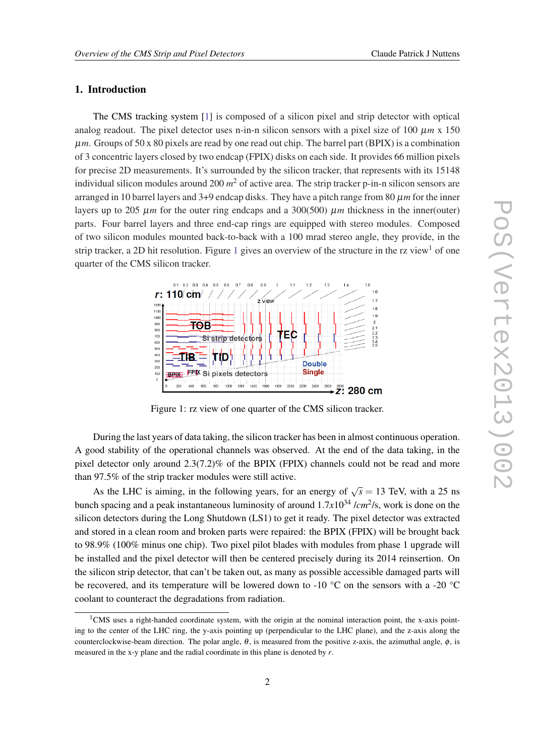## 1. Introduction

The CMS tracking system [1] is composed of a silicon pixel and strip detector with optical analog readout. The pixel detector uses n-in-n silicon sensors with a pixel size of 100 $\mu m$ x 150 $\mu m$. Groups of 50 x 80 pixels are read by one read out chip. The barrel part (BPIX) is a combination of 3 concentric layers closed by two endcap (FPIX) disks on each side. It provides 66 million pixels for precise 2D measurements. It's surrounded by the silicon tracker, that represents with its 15148 individual silicon modules around 200 $m^2$ of active area. The strip tracker p-in-n silicon sensors are arranged in 10 barrel layers and 3+9 endcap disks. They have a pitch range from 80 $\mu m$ for the inner layers up to 205 $\mu m$ for the outer ring endcaps and a 300(500) $\mu m$ thickness in the inner(outer) parts. Four barrel layers and three end-cap rings are equipped with stereo modules. Composed of two silicon modules mounted back-to-back with a 100 mrad stereo angle, they provide, in the strip tracker, a 2D hit resolution. Figure 1 gives an overview of the structure in the rz view[1] of one quarter of the CMS silicon tracker.

Figure 1: rz view of one quarter of the CMS silicon tracker.

During the last years of data taking, the silicon tracker has been in almost continuous operation. A good stability of the operational channels was observed. At the end of the data taking, in the pixel detector only around 2.3(7.2)% of the BPIX (FPIX) channels could not be read and more than 97.5% of the strip tracker modules were still active.

As the LHC is aiming, in the following years, for an energy of $\sqrt{s} = 13$ TeV, with a 25 ns bunch spacing and a peak instantaneous luminosity of around $1.7x10^{34}$ $/cm^2/s$, work is done on the silicon detectors during the Long Shutdown (LS1) to get it ready. The pixel detector was extracted and stored in a clean room and broken parts were repaired: the BPIX (FPIX) will be brought back to 98.9% (100% minus one chip). Two pixel pilot blades with modules from phase 1 upgrade will be installed and the pixel detector will then be centered precisely during its 2014 reinsertion. On the silicon strip detector, that can't be taken out, as many as possible accessible damaged parts will be recovered, and its temperature will be lowered down to -10 °C on the sensors with a -20 °C coolant to counteract the degradations from radiation.

[1] CMS uses a right-handed coordinate system, with the origin at the nominal interaction point, the x-axis pointing to the center of the LHC ring, the y-axis pointing up (perpendicular to the LHC plane), and the z-axis along the counterclockwise-beam direction. The polar angle, $\theta$, is measured from the positive z-axis, the azimuthal angle, $\phi$, is measured in the x-y plane and the radial coordinate in this plane is denoted by $r$.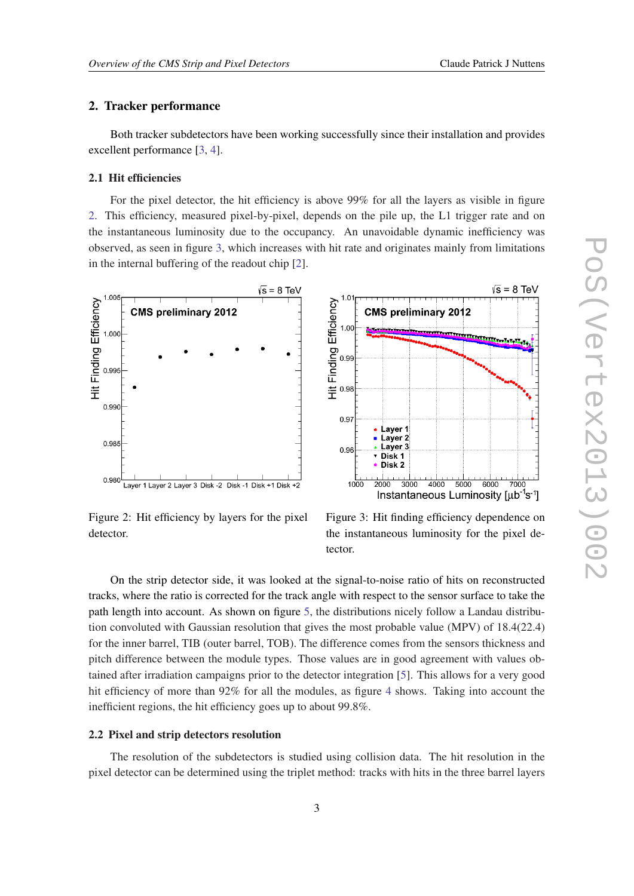## 2. Tracker performance

Both tracker subdetectors have been working successfully since their installation and provides excellent performance [3, 4].

### 2.1 Hit efficiencies

For the pixel detector, the hit efficiency is above 99% for all the layers as visible in figure 2. This efficiency, measured pixel-by-pixel, depends on the pile up, the L1 trigger rate and on the instantaneous luminosity due to the occupancy. An unavoidable dynamic inefficiency was observed, as seen in figure 3, which increases with hit rate and originates mainly from limitations in the internal buffering of the readout chip [2].

Figure 2: Hit efficiency by layers for the pixel detector.

Figure 3: Hit finding efficiency dependence on the instantaneous luminosity for the pixel detector.

On the strip detector side, it was looked at the signal-to-noise ratio of hits on reconstructed tracks, where the ratio is corrected for the track angle with respect to the sensor surface to take the path length into account. As shown on figure 5, the distributions nicely follow a Landau distribution convoluted with Gaussian resolution that gives the most probable value (MPV) of 18.4(22.4) for the inner barrel, TIB (outer barrel, TOB). The difference comes from the sensors thickness and pitch difference between the module types. Those values are in good agreement with values obtained after irradiation campaigns prior to the detector integration [5]. This allows for a very good hit efficiency of more than 92% for all the modules, as figure 4 shows. Taking into account the inefficient regions, the hit efficiency goes up to about 99.8%.

### 2.2 Pixel and strip detectors resolution

The resolution of the subdetectors is studied using collision data. The hit resolution in the pixel detector can be determined using the triplet method: tracks with hits in the three barrel layers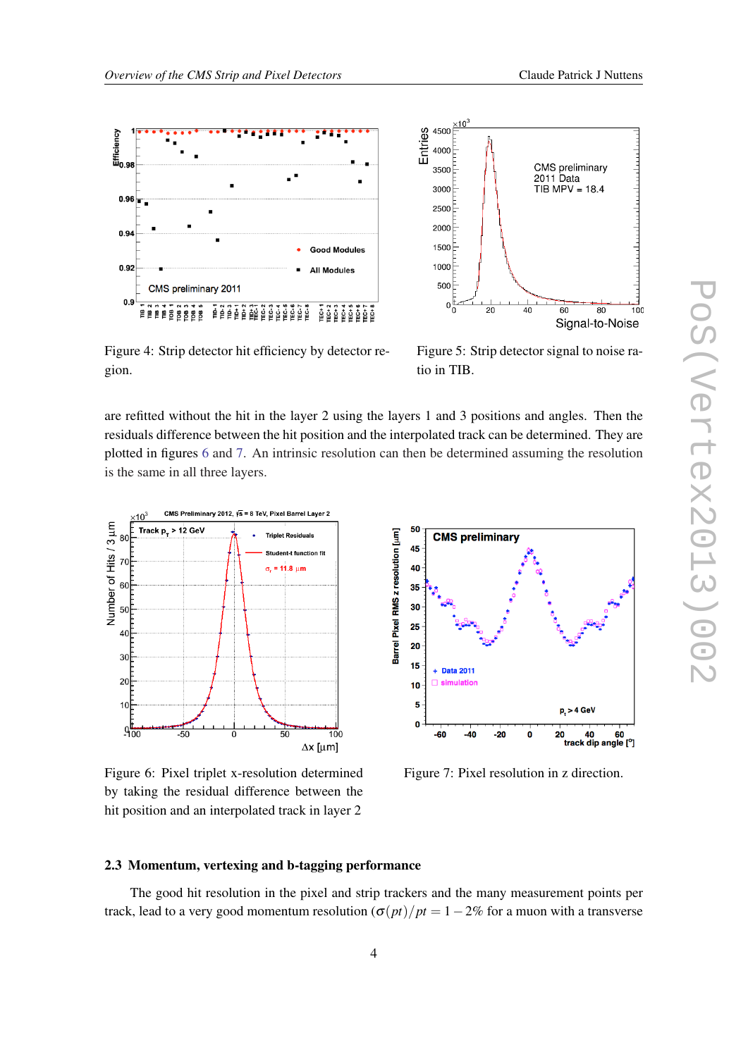Figure 4: Strip detector hit efficiency by detector region.

Figure 5: Strip detector signal to noise ratio in TIB.

are refitted without the hit in the layer 2 using the layers 1 and 3 positions and angles. Then the residuals difference between the hit position and the interpolated track can be determined. They are plotted in figures 6 and 7. An intrinsic resolution can then be determined assuming the resolution is the same in all three layers.

Figure 6: Pixel triplet x-resolution determined by taking the residual difference between the hit position and an interpolated track in layer 2

Figure 7: Pixel resolution in z direction.

### 2.3 Momentum, vertexing and b-tagging performance

The good hit resolution in the pixel and strip trackers and the many measurement points per track, lead to a very good momentum resolution ($\sigma(pt)/pt = 1-2\%$ for a muon with a transverse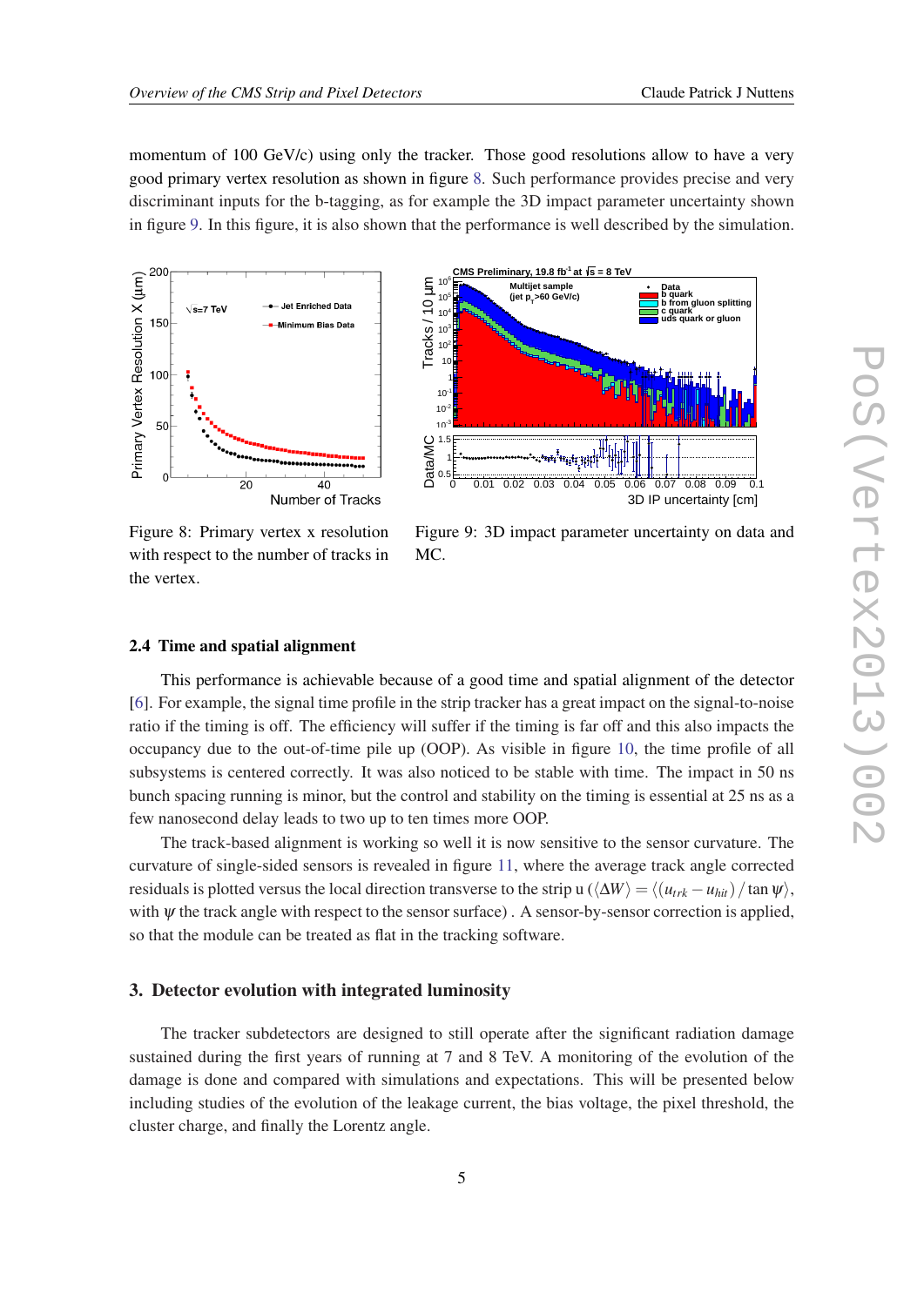momentum of 100 GeV/c) using only the tracker. Those good resolutions allow to have a very good primary vertex resolution as shown in figure 8. Such performance provides precise and very discriminant inputs for the b-tagging, as for example the 3D impact parameter uncertainty shown in figure 9. In this figure, it is also shown that the performance is well described by the simulation.

Figure 8: Primary vertex x resolution with respect to the number of tracks in the vertex.

Figure 9: 3D impact parameter uncertainty on data and MC.

### 2.4 Time and spatial alignment

This performance is achievable because of a good time and spatial alignment of the detector [6]. For example, the signal time profile in the strip tracker has a great impact on the signal-to-noise ratio if the timing is off. The efficiency will suffer if the timing is far off and this also impacts the occupancy due to the out-of-time pile up (OOP). As visible in figure 10, the time profile of all subsystems is centered correctly. It was also noticed to be stable with time. The impact in 50 ns bunch spacing running is minor, but the control and stability on the timing is essential at 25 ns as a few nanosecond delay leads to two up to ten times more OOP.

The track-based alignment is working so well it is now sensitive to the sensor curvature. The curvature of single-sided sensors is revealed in figure 11, where the average track angle corrected residuals is plotted versus the local direction transverse to the strip u ($\langle \Delta W \rangle = \langle (u_{trk} - u_{hit}) / \tan \psi \rangle$, with $\psi$ the track angle with respect to the sensor surface) . A sensor-by-sensor correction is applied, so that the module can be treated as flat in the tracking software.

## 3. Detector evolution with integrated luminosity

The tracker subdetectors are designed to still operate after the significant radiation damage sustained during the first years of running at 7 and 8 TeV. A monitoring of the evolution of the damage is done and compared with simulations and expectations. This will be presented below including studies of the evolution of the leakage current, the bias voltage, the pixel threshold, the cluster charge, and finally the Lorentz angle.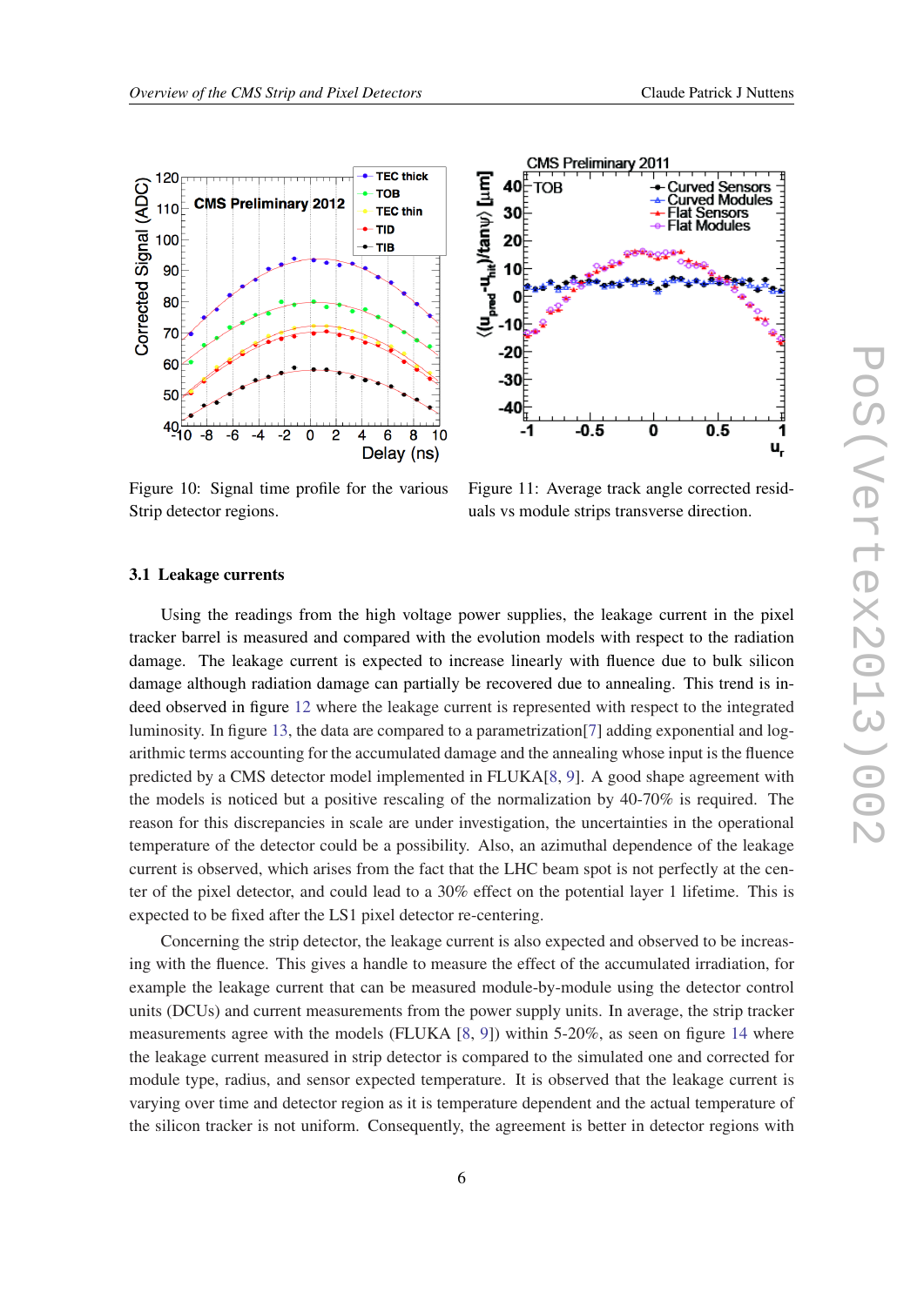Figure 10: Signal time profile for the various Strip detector regions.

Figure 11: Average track angle corrected residuals vs module strips transverse direction.

### 3.1 Leakage currents

Using the readings from the high voltage power supplies, the leakage current in the pixel tracker barrel is measured and compared with the evolution models with respect to the radiation damage. The leakage current is expected to increase linearly with fluence due to bulk silicon damage although radiation damage can partially be recovered due to annealing. This trend is indeed observed in figure 12 where the leakage current is represented with respect to the integrated luminosity. In figure 13, the data are compared to a parametrization[7] adding exponential and logarithmic terms accounting for the accumulated damage and the annealing whose input is the fluence predicted by a CMS detector model implemented in FLUKA[8, 9]. A good shape agreement with the models is noticed but a positive rescaling of the normalization by 40-70% is required. The reason for this discrepancies in scale are under investigation, the uncertainties in the operational temperature of the detector could be a possibility. Also, an azimuthal dependence of the leakage current is observed, which arises from the fact that the LHC beam spot is not perfectly at the center of the pixel detector, and could lead to a 30% effect on the potential layer 1 lifetime. This is expected to be fixed after the LS1 pixel detector re-centering.

Concerning the strip detector, the leakage current is also expected and observed to be increasing with the fluence. This gives a handle to measure the effect of the accumulated irradiation, for example the leakage current that can be measured module-by-module using the detector control units (DCUs) and current measurements from the power supply units. In average, the strip tracker measurements agree with the models (FLUKA [8, 9]) within 5-20%, as seen on figure 14 where the leakage current measured in strip detector is compared to the simulated one and corrected for module type, radius, and sensor expected temperature. It is observed that the leakage current is varying over time and detector region as it is temperature dependent and the actual temperature of the silicon tracker is not uniform. Consequently, the agreement is better in detector regions with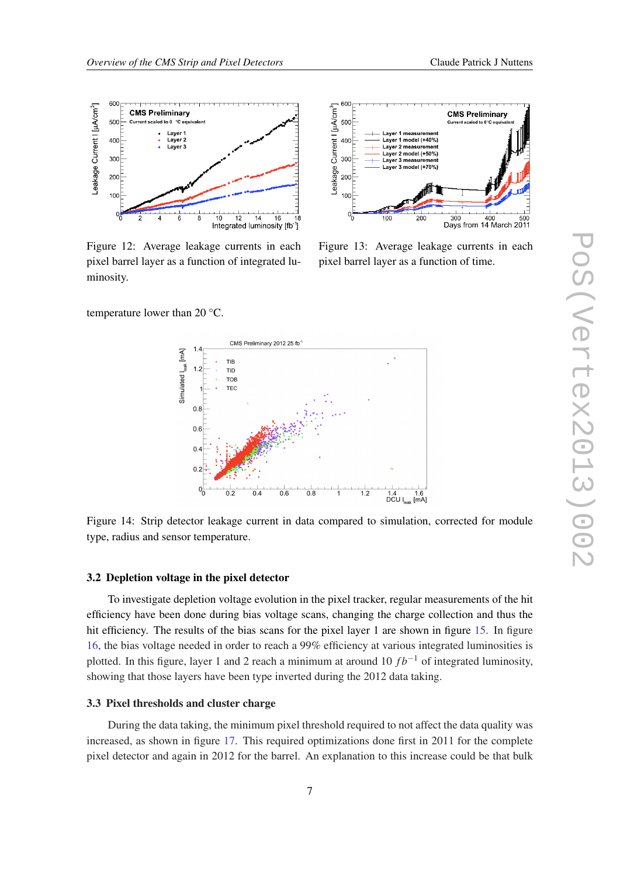Figure 12: Average leakage currents in each pixel barrel layer as a function of integrated luminosity.

Figure 13: Average leakage currents in each pixel barrel layer as a function of time.

temperature lower than 20 °C.

Figure 14: Strip detector leakage current in data compared to simulation, corrected for module type, radius and sensor temperature.

### 3.2 Depletion voltage in the pixel detector

To investigate depletion voltage evolution in the pixel tracker, regular measurements of the hit efficiency have been done during bias voltage scans, changing the charge collection and thus the hit efficiency. The results of the bias scans for the pixel layer 1 are shown in figure 15. In figure 16, the bias voltage needed in order to reach a 99% efficiency at various integrated luminosities is plotted. In this figure, layer 1 and 2 reach a minimum at around 10 $fb^{-1}$ of integrated luminosity, showing that those layers have been type inverted during the 2012 data taking.

### 3.3 Pixel thresholds and cluster charge

During the data taking, the minimum pixel threshold required to not affect the data quality was increased, as shown in figure 17. This required optimizations done first in 2011 for the complete pixel detector and again in 2012 for the barrel. An explanation to this increase could be that bulk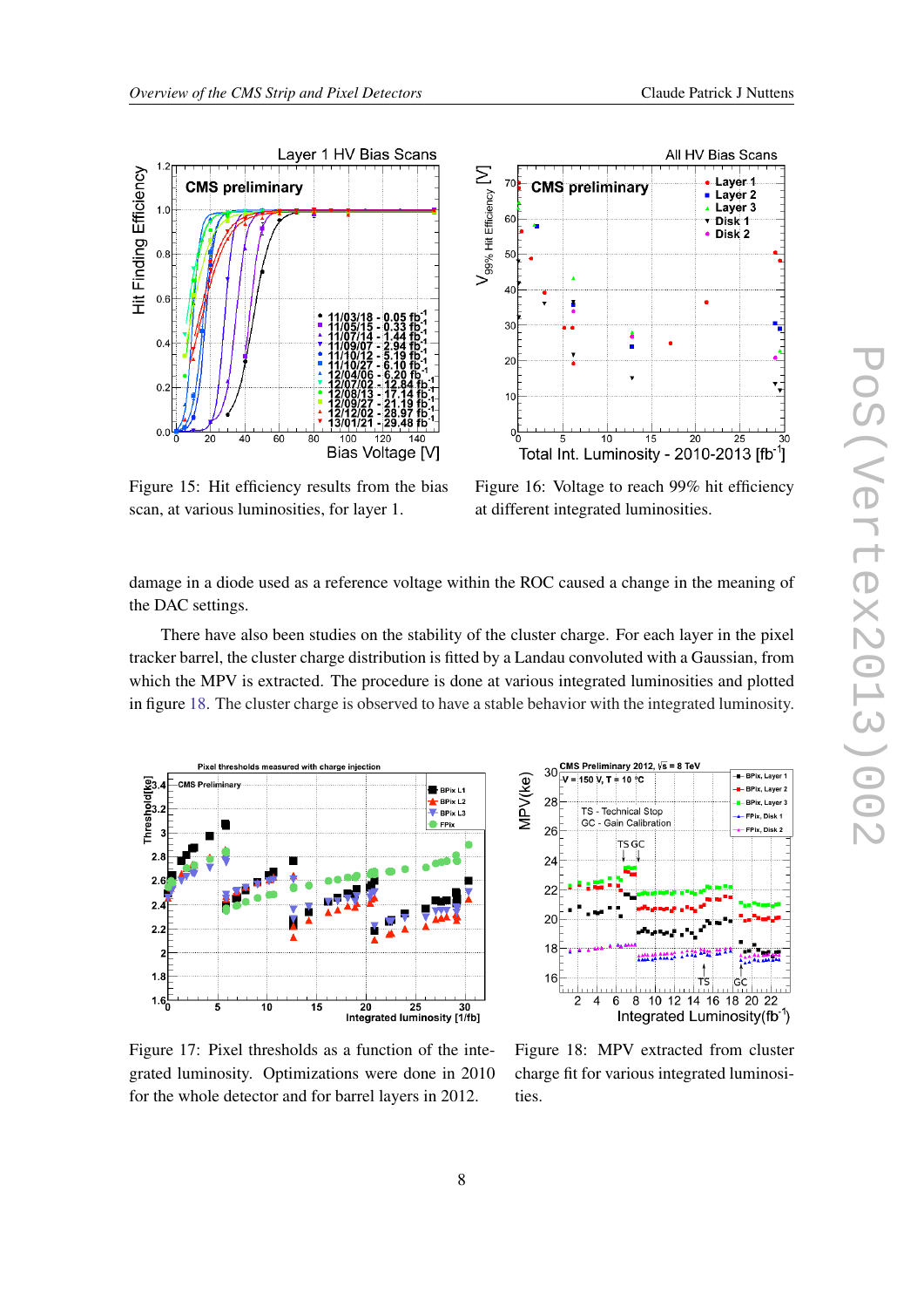Figure 15: Hit efficiency results from the bias scan, at various luminosities, for layer 1.

Figure 16: Voltage to reach 99% hit efficiency at different integrated luminosities.

damage in a diode used as a reference voltage within the ROC caused a change in the meaning of the DAC settings.

There have also been studies on the stability of the cluster charge. For each layer in the pixel tracker barrel, the cluster charge distribution is fitted by a Landau convoluted with a Gaussian, from which the MPV is extracted. The procedure is done at various integrated luminosities and plotted in figure 18. The cluster charge is observed to have a stable behavior with the integrated luminosity.

Figure 17: Pixel thresholds as a function of the integrated luminosity. Optimizations were done in 2010 for the whole detector and for barrel layers in 2012.

Figure 18: MPV extracted from cluster charge fit for various integrated luminosities.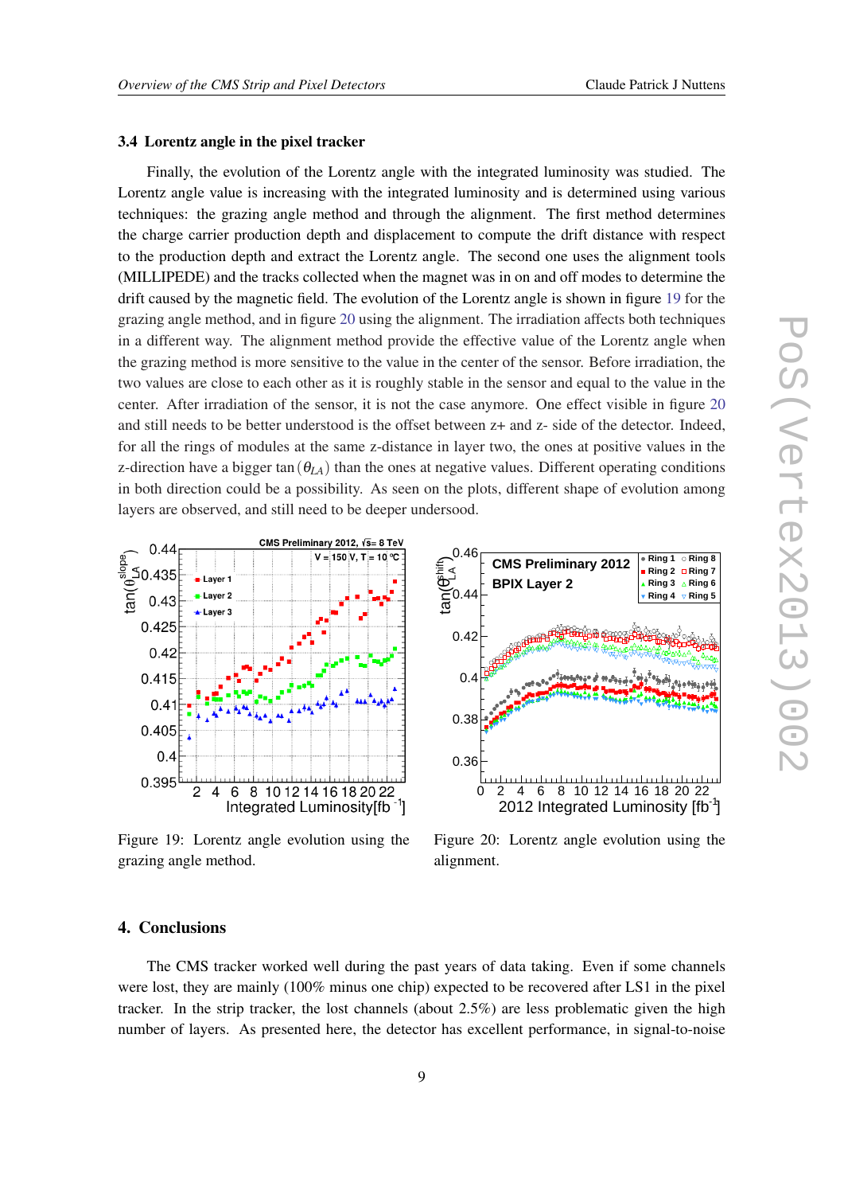### 3.4 Lorentz angle in the pixel tracker

Finally, the evolution of the Lorentz angle with the integrated luminosity was studied. The Lorentz angle value is increasing with the integrated luminosity and is determined using various techniques: the grazing angle method and through the alignment. The first method determines the charge carrier production depth and displacement to compute the drift distance with respect to the production depth and extract the Lorentz angle. The second one uses the alignment tools (MILLIPEDE) and the tracks collected when the magnet was in on and off modes to determine the drift caused by the magnetic field. The evolution of the Lorentz angle is shown in figure 19 for the grazing angle method, and in figure 20 using the alignment. The irradiation affects both techniques in a different way. The alignment method provide the effective value of the Lorentz angle when the grazing method is more sensitive to the value in the center of the sensor. Before irradiation, the two values are close to each other as it is roughly stable in the sensor and equal to the value in the center. After irradiation of the sensor, it is not the case anymore. One effect visible in figure 20 and still needs to be better understood is the offset between z+ and z- side of the detector. Indeed, for all the rings of modules at the same z-distance in layer two, the ones at positive values in the z-direction have a bigger $\tan(\theta_{LA})$ than the ones at negative values. Different operating conditions in both direction could be a possibility. As seen on the plots, different shape of evolution among layers are observed, and still need to be deeper undersood.

Figure 19: Lorentz angle evolution using the grazing angle method.

Figure 20: Lorentz angle evolution using the alignment.

## 4. Conclusions

The CMS tracker worked well during the past years of data taking. Even if some channels were lost, they are mainly (100% minus one chip) expected to be recovered after LS1 in the pixel tracker. In the strip tracker, the lost channels (about 2.5%) are less problematic given the high number of layers. As presented here, the detector has excellent performance, in signal-to-noise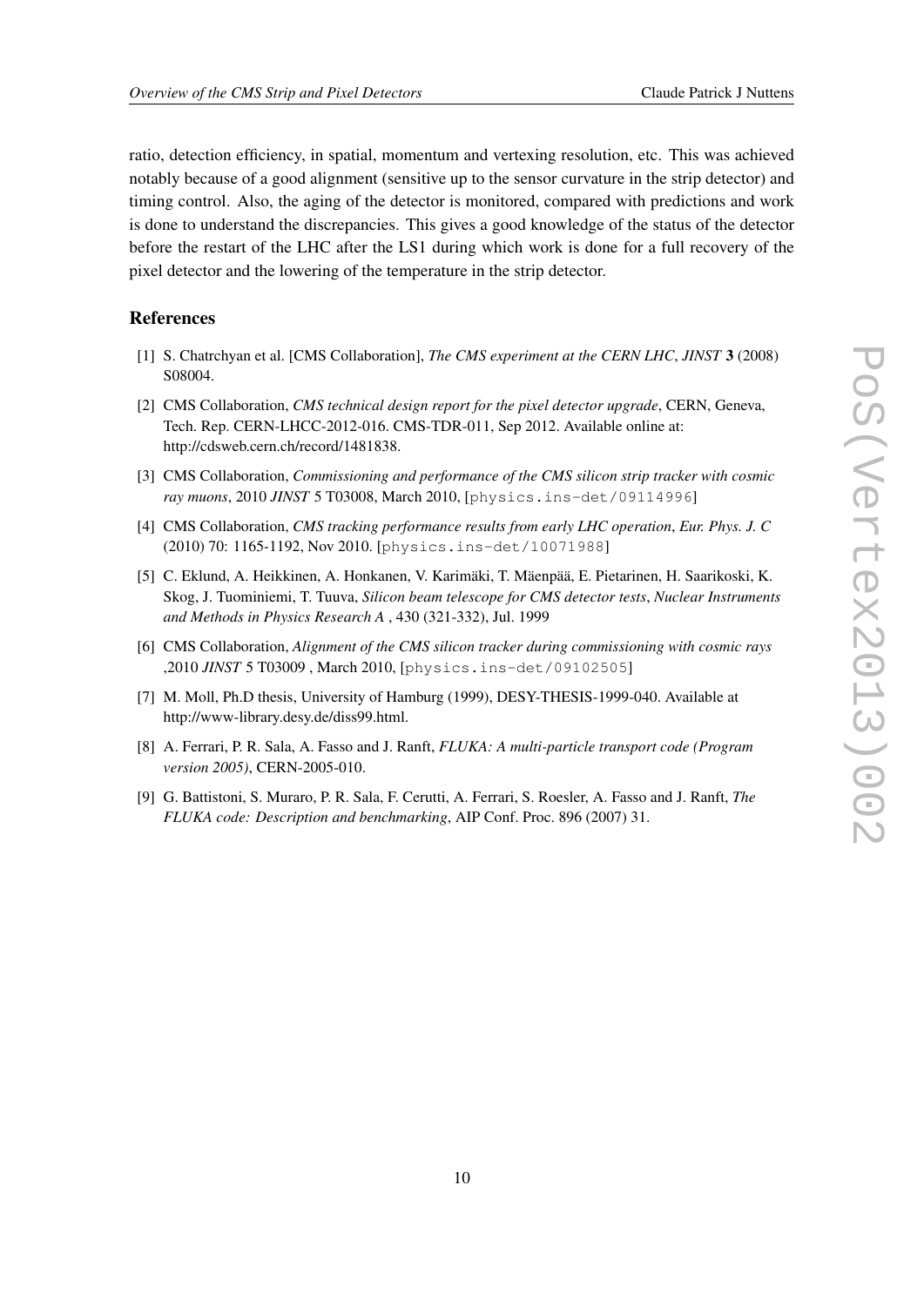ratio, detection efficiency, in spatial, momentum and vertexing resolution, etc. This was achieved notably because of a good alignment (sensitive up to the sensor curvature in the strip detector) and timing control. Also, the aging of the detector is monitored, compared with predictions and work is done to understand the discrepancies. This gives a good knowledge of the status of the detector before the restart of the LHC after the LS1 during which work is done for a full recovery of the pixel detector and the lowering of the temperature in the strip detector.

## References

[1] S. Chatrchyan et al. [CMS Collaboration], *The CMS experiment at the CERN LHC*, *JINST* **3** (2008) S08004.

[2] CMS Collaboration, *CMS technical design report for the pixel detector upgrade*, CERN, Geneva, Tech. Rep. CERN-LHCC-2012-016. CMS-TDR-011, Sep 2012. Available online at: http://cdsweb.cern.ch/record/1481838.

[3] CMS Collaboration, *Commissioning and performance of the CMS silicon strip tracker with cosmic ray muons*, 2010 *JINST* 5 T03008, March 2010, [physics.ins-det/09114996]

[4] CMS Collaboration, *CMS tracking performance results from early LHC operation*, *Eur. Phys. J. C* (2010) 70: 1165-1192, Nov 2010. [physics.ins-det/10071988]

[5] C. Eklund, A. Heikkinen, A. Honkanen, V. Karimäki, T. Mäenpää, E. Pietarinen, H. Saarikoski, K. Skog, J. Tuominiemi, T. Tuuva, *Silicon beam telescope for CMS detector tests*, *Nuclear Instruments and Methods in Physics Research A* , 430 (321-332), Jul. 1999

[6] CMS Collaboration, *Alignment of the CMS silicon tracker during commissioning with cosmic rays* ,2010 *JINST* 5 T03009 , March 2010, [physics.ins-det/09102505]

[7] M. Moll, Ph.D thesis, University of Hamburg (1999), DESY-THESIS-1999-040. Available at http://www-library.desy.de/diss99.html.

[8] A. Ferrari, P. R. Sala, A. Fasso and J. Ranft, *FLUKA: A multi-particle transport code (Program version 2005)*, CERN-2005-010.

[9] G. Battistoni, S. Muraro, P. R. Sala, F. Cerutti, A. Ferrari, S. Roesler, A. Fasso and J. Ranft, *The FLUKA code: Description and benchmarking*, AIP Conf. Proc. 896 (2007) 31.